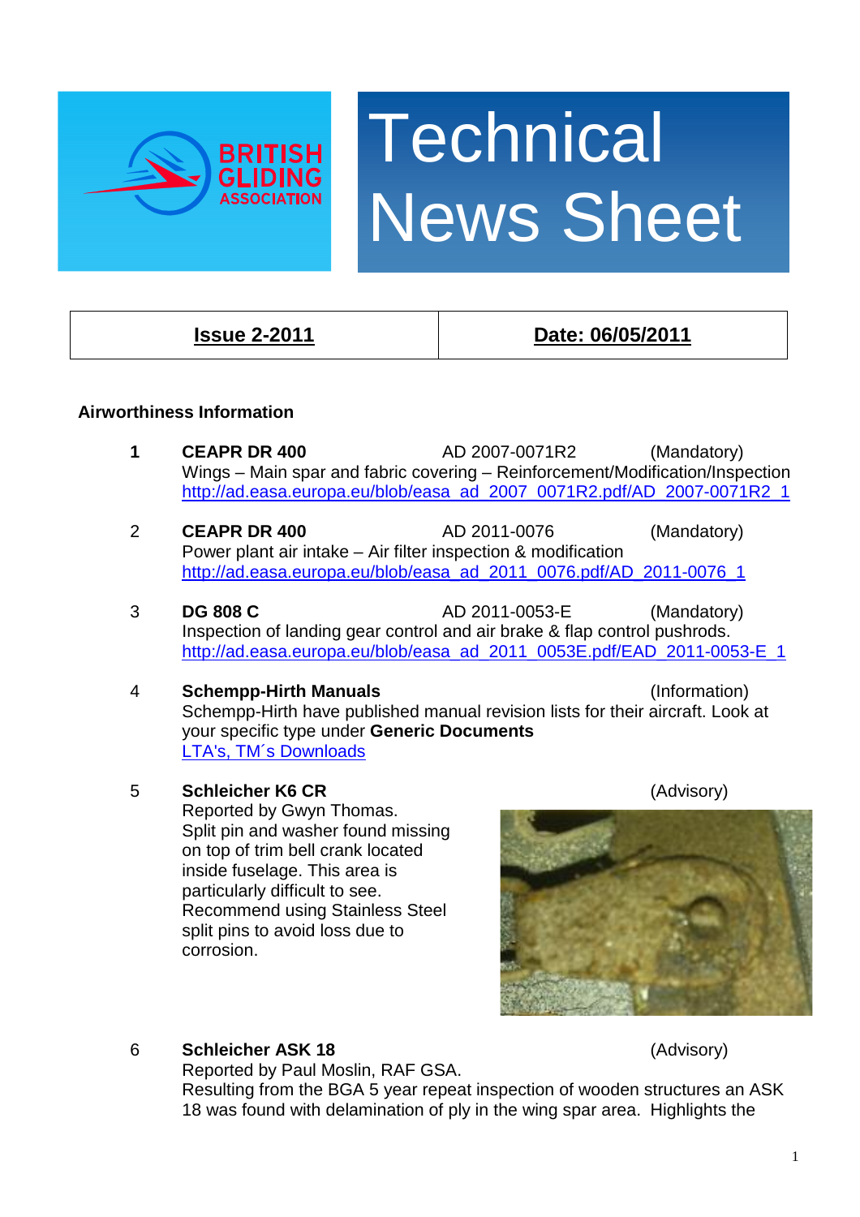BRITISH GLIDING ASSOCIATION

# Technical News Sheet

| Issue 2-2011 | Date: 06/05/2011 |
|---|---|

## Airworthiness Information

1. **CEAPR DR 400** AD 2007-0071R2 (Mandatory)
   Wings – Main spar and fabric covering – Reinforcement/Modification/Inspection
   http://ad.easa.europa.eu/blob/easa_ad_2007_0071R2.pdf/AD_2007-0071R2_1

2. **CEAPR DR 400** AD 2011-0076 (Mandatory)
   Power plant air intake – Air filter inspection & modification
   http://ad.easa.europa.eu/blob/easa_ad_2011_0076.pdf/AD_2011-0076_1

3. **DG 808 C** AD 2011-0053-E (Mandatory)
   Inspection of landing gear control and air brake & flap control pushrods.
   http://ad.easa.europa.eu/blob/easa_ad_2011_0053E.pdf/EAD_2011-0053-E_1

4. **Schempp-Hirth Manuals** (Information)
   Schempp-Hirth have published manual revision lists for their aircraft. Look at your specific type under **Generic Documents**
   LTA's, TM´s Downloads

5. **Schleicher K6 CR** (Advisory)
   Reported by Gwyn Thomas.
   Split pin and washer found missing on top of trim bell crank located inside fuselage. This area is particularly difficult to see.
   Recommend using Stainless Steel split pins to avoid loss due to corrosion.

6. **Schleicher ASK 18** (Advisory)
   Reported by Paul Moslin, RAF GSA.
   Resulting from the BGA 5 year repeat inspection of wooden structures an ASK 18 was found with delamination of ply in the wing spar area. Highlights the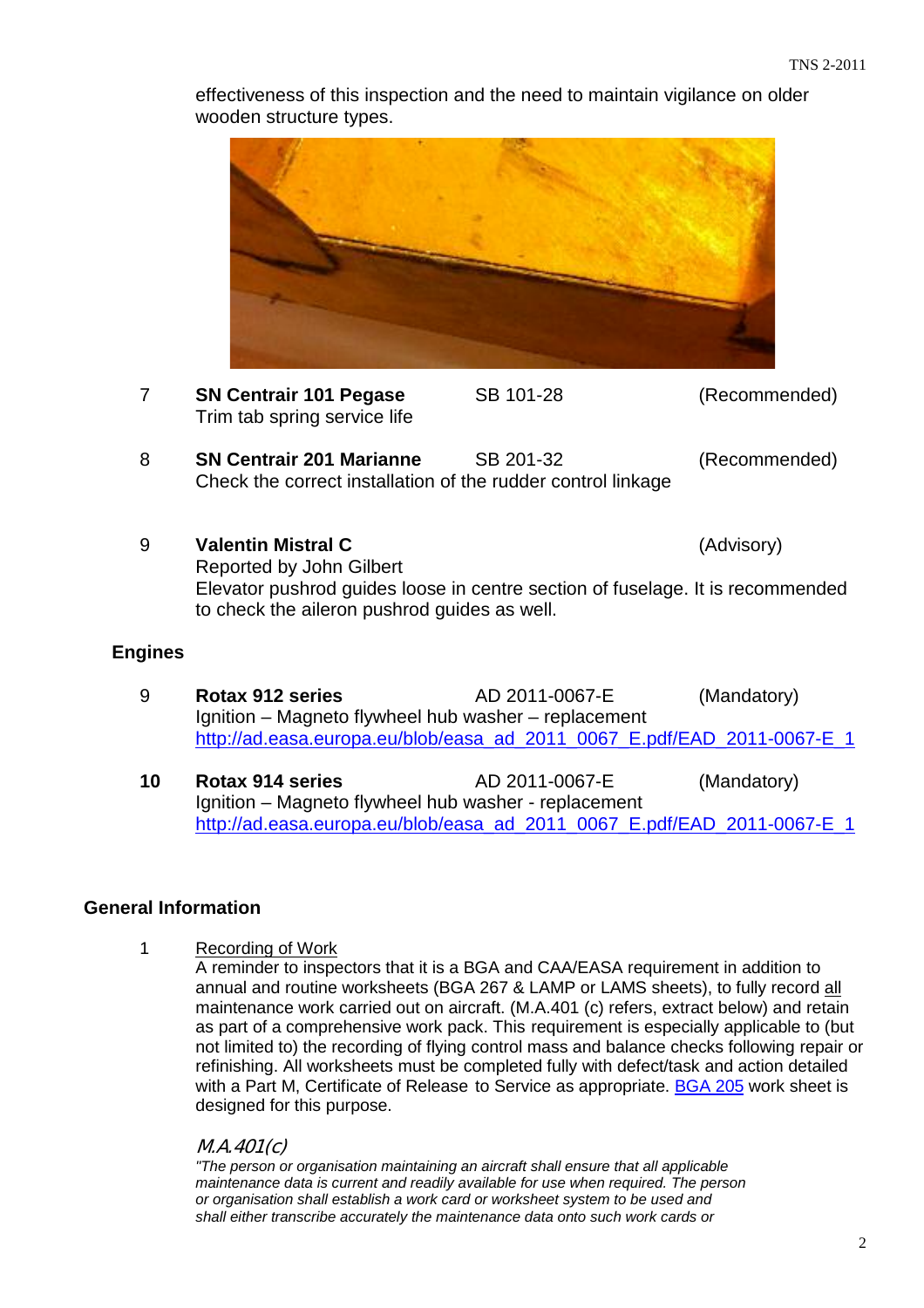effectiveness of this inspection and the need to maintain vigilance on older wooden structure types.

7 **SN Centrair 101 Pegase** SB 101-28 (Recommended)
Trim tab spring service life

8 **SN Centrair 201 Marianne** SB 201-32 (Recommended)
Check the correct installation of the rudder control linkage

9 **Valentin Mistral C** (Advisory)
Reported by John Gilbert
Elevator pushrod guides loose in centre section of fuselage. It is recommended to check the aileron pushrod guides as well.

## Engines

9 **Rotax 912 series** AD 2011-0067-E (Mandatory)
Ignition – Magneto flywheel hub washer – replacement
http://ad.easa.europa.eu/blob/easa_ad_2011_0067_E.pdf/EAD_2011-0067-E_1

**10** **Rotax 914 series** AD 2011-0067-E (Mandatory)
Ignition – Magneto flywheel hub washer - replacement
http://ad.easa.europa.eu/blob/easa_ad_2011_0067_E.pdf/EAD_2011-0067-E_1

## General Information

1 Recording of Work
A reminder to inspectors that it is a BGA and CAA/EASA requirement in addition to annual and routine worksheets (BGA 267 & LAMP or LAMS sheets), to fully record all maintenance work carried out on aircraft. (M.A.401 (c) refers, extract below) and retain as part of a comprehensive work pack. This requirement is especially applicable to (but not limited to) the recording of flying control mass and balance checks following repair or refinishing. All worksheets must be completed fully with defect/task and action detailed with a Part M, Certificate of Release to Service as appropriate. BGA 205 work sheet is designed for this purpose.

*M.A.401(c)*

*"The person or organisation maintaining an aircraft shall ensure that all applicable maintenance data is current and readily available for use when required. The person or organisation shall establish a work card or worksheet system to be used and shall either transcribe accurately the maintenance data onto such work cards or*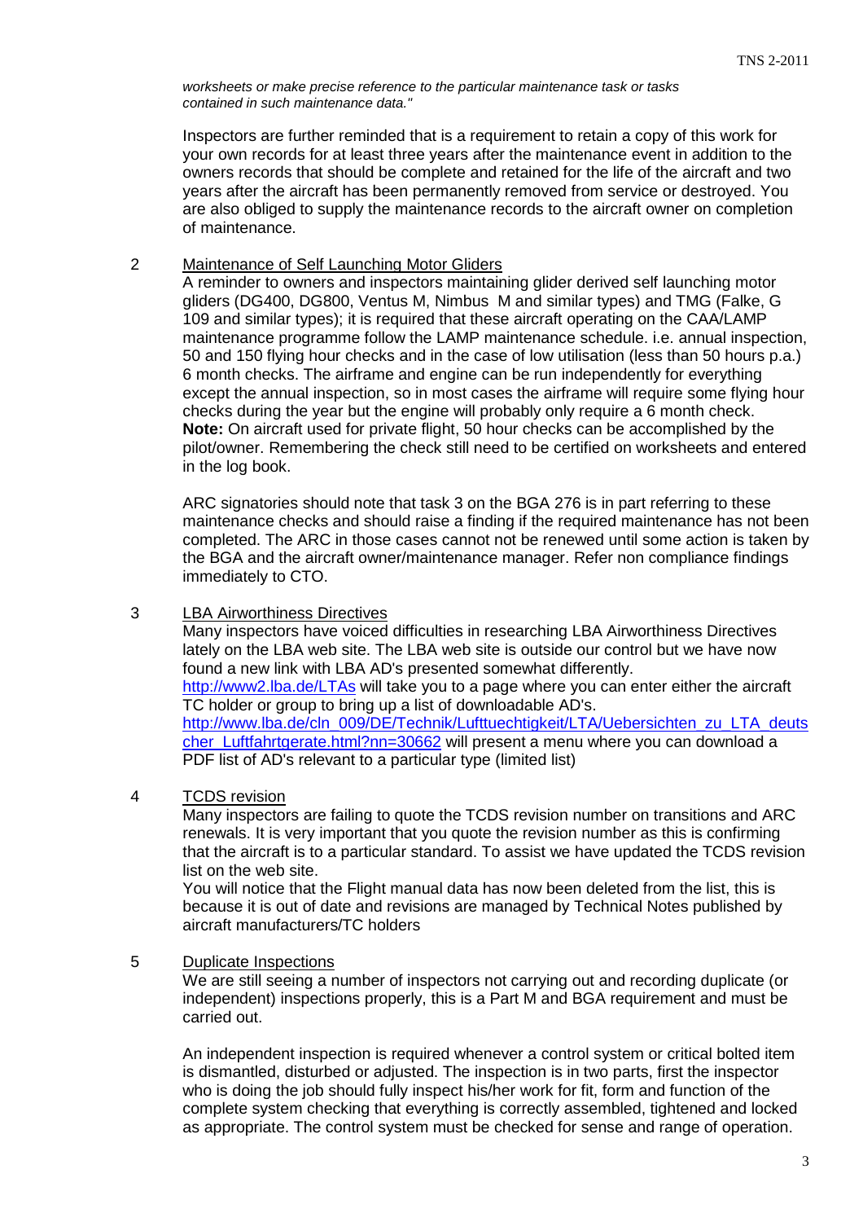*worksheets or make precise reference to the particular maintenance task or tasks contained in such maintenance data."*

Inspectors are further reminded that is a requirement to retain a copy of this work for your own records for at least three years after the maintenance event in addition to the owners records that should be complete and retained for the life of the aircraft and two years after the aircraft has been permanently removed from service or destroyed. You are also obliged to supply the maintenance records to the aircraft owner on completion of maintenance.

2 Maintenance of Self Launching Motor Gliders

A reminder to owners and inspectors maintaining glider derived self launching motor gliders (DG400, DG800, Ventus M, Nimbus M and similar types) and TMG (Falke, G 109 and similar types); it is required that these aircraft operating on the CAA/LAMP maintenance programme follow the LAMP maintenance schedule. i.e. annual inspection, 50 and 150 flying hour checks and in the case of low utilisation (less than 50 hours p.a.) 6 month checks. The airframe and engine can be run independently for everything except the annual inspection, so in most cases the airframe will require some flying hour checks during the year but the engine will probably only require a 6 month check.
**Note:** On aircraft used for private flight, 50 hour checks can be accomplished by the pilot/owner. Remembering the check still need to be certified on worksheets and entered in the log book.

ARC signatories should note that task 3 on the BGA 276 is in part referring to these maintenance checks and should raise a finding if the required maintenance has not been completed. The ARC in those cases cannot not be renewed until some action is taken by the BGA and the aircraft owner/maintenance manager. Refer non compliance findings immediately to CTO.

3 LBA Airworthiness Directives

Many inspectors have voiced difficulties in researching LBA Airworthiness Directives lately on the LBA web site. The LBA web site is outside our control but we have now found a new link with LBA AD's presented somewhat differently.
http://www2.lba.de/LTAs will take you to a page where you can enter either the aircraft TC holder or group to bring up a list of downloadable AD's.
http://www.lba.de/cln_009/DE/Technik/Lufttuechtigkeit/LTA/Uebersichten_zu_LTA_deutscher_Luftfahrtgerate.html?nn=30662 will present a menu where you can download a PDF list of AD's relevant to a particular type (limited list)

4 TCDS revision

Many inspectors are failing to quote the TCDS revision number on transitions and ARC renewals. It is very important that you quote the revision number as this is confirming that the aircraft is to a particular standard. To assist we have updated the TCDS revision list on the web site.
You will notice that the Flight manual data has now been deleted from the list, this is because it is out of date and revisions are managed by Technical Notes published by aircraft manufacturers/TC holders

5 Duplicate Inspections

We are still seeing a number of inspectors not carrying out and recording duplicate (or independent) inspections properly, this is a Part M and BGA requirement and must be carried out.

An independent inspection is required whenever a control system or critical bolted item is dismantled, disturbed or adjusted. The inspection is in two parts, first the inspector who is doing the job should fully inspect his/her work for fit, form and function of the complete system checking that everything is correctly assembled, tightened and locked as appropriate. The control system must be checked for sense and range of operation.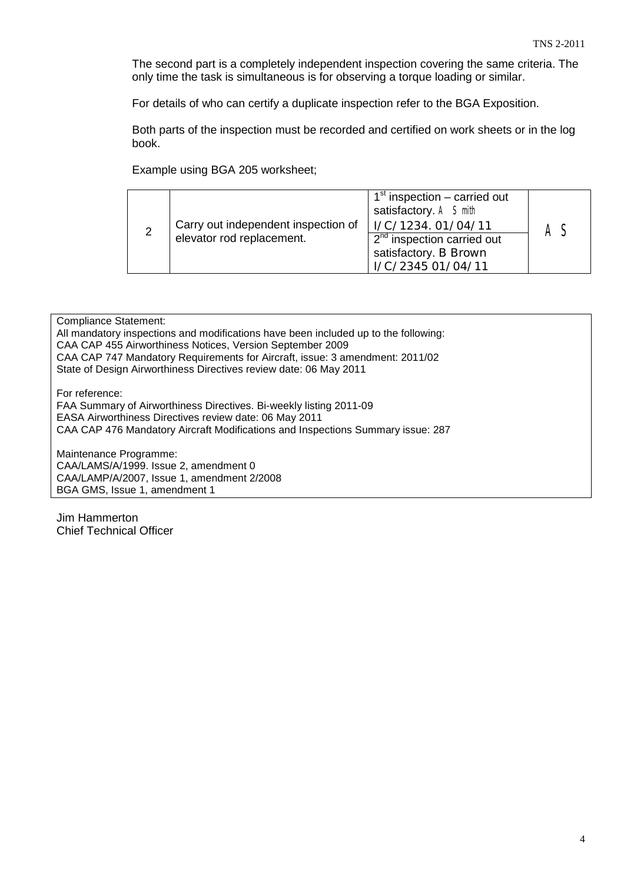The second part is a completely independent inspection covering the same criteria. The only time the task is simultaneous is for observing a torque loading or similar.

For details of who can certify a duplicate inspection refer to the BGA Exposition.

Both parts of the inspection must be recorded and certified on work sheets or in the log book.

Example using BGA 205 worksheet;

| | | | |
|---|---|---|---|
| 2 | Carry out independent inspection of elevator rod replacement. | 1st inspection – carried out satisfactory. A Smith I/C/1234. 01/04/11<br>2nd inspection carried out satisfactory. B Brown I/C/2345 01/04/11 | A S |

Compliance Statement:
All mandatory inspections and modifications have been included up to the following:
CAA CAP 455 Airworthiness Notices, Version September 2009
CAA CAP 747 Mandatory Requirements for Aircraft, issue: 3 amendment: 2011/02
State of Design Airworthiness Directives review date: 06 May 2011

For reference:
FAA Summary of Airworthiness Directives. Bi-weekly listing 2011-09
EASA Airworthiness Directives review date: 06 May 2011
CAA CAP 476 Mandatory Aircraft Modifications and Inspections Summary issue: 287

Maintenance Programme:
CAA/LAMS/A/1999. Issue 2, amendment 0
CAA/LAMP/A/2007, Issue 1, amendment 2/2008
BGA GMS, Issue 1, amendment 1

Jim Hammerton
Chief Technical Officer